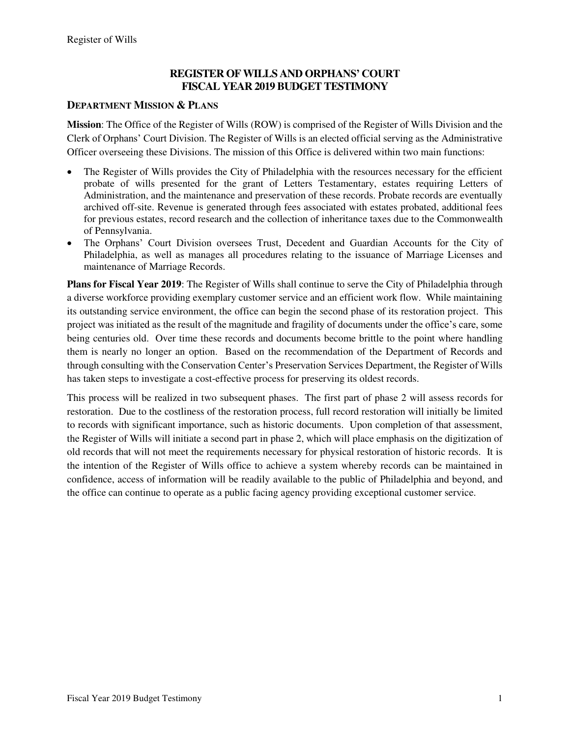# REGISTER OF WILLS AND ORPHANS' COURT
# FISCAL YEAR 2019 BUDGET TESTIMONY

## DEPARTMENT MISSION & PLANS

**Mission**: The Office of the Register of Wills (ROW) is comprised of the Register of Wills Division and the Clerk of Orphans' Court Division. The Register of Wills is an elected official serving as the Administrative Officer overseeing these Divisions. The mission of this Office is delivered within two main functions:

- The Register of Wills provides the City of Philadelphia with the resources necessary for the efficient probate of wills presented for the grant of Letters Testamentary, estates requiring Letters of Administration, and the maintenance and preservation of these records. Probate records are eventually archived off-site. Revenue is generated through fees associated with estates probated, additional fees for previous estates, record research and the collection of inheritance taxes due to the Commonwealth of Pennsylvania.
- The Orphans' Court Division oversees Trust, Decedent and Guardian Accounts for the City of Philadelphia, as well as manages all procedures relating to the issuance of Marriage Licenses and maintenance of Marriage Records.

**Plans for Fiscal Year 2019**: The Register of Wills shall continue to serve the City of Philadelphia through a diverse workforce providing exemplary customer service and an efficient work flow. While maintaining its outstanding service environment, the office can begin the second phase of its restoration project. This project was initiated as the result of the magnitude and fragility of documents under the office's care, some being centuries old. Over time these records and documents become brittle to the point where handling them is nearly no longer an option. Based on the recommendation of the Department of Records and through consulting with the Conservation Center's Preservation Services Department, the Register of Wills has taken steps to investigate a cost-effective process for preserving its oldest records.

This process will be realized in two subsequent phases. The first part of phase 2 will assess records for restoration. Due to the costliness of the restoration process, full record restoration will initially be limited to records with significant importance, such as historic documents. Upon completion of that assessment, the Register of Wills will initiate a second part in phase 2, which will place emphasis on the digitization of old records that will not meet the requirements necessary for physical restoration of historic records. It is the intention of the Register of Wills office to achieve a system whereby records can be maintained in confidence, access of information will be readily available to the public of Philadelphia and beyond, and the office can continue to operate as a public facing agency providing exceptional customer service.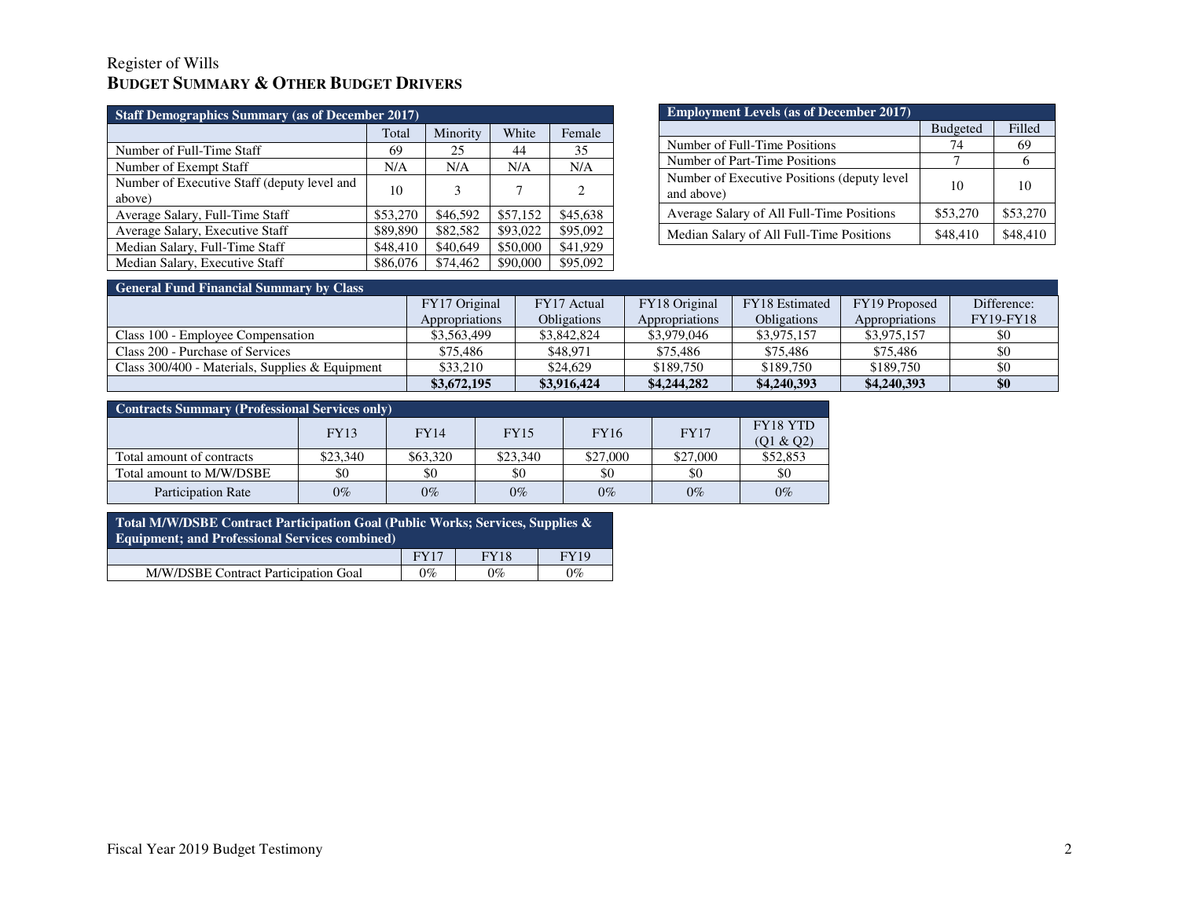Register of Wills

# BUDGET SUMMARY & OTHER BUDGET DRIVERS

| Staff Demographics Summary (as of December 2017) | | | | |
|---|---|---|---|---|
| | Total | Minority | White | Female |
| Number of Full-Time Staff | 69 | 25 | 44 | 35 |
| Number of Exempt Staff | N/A | N/A | N/A | N/A |
| Number of Executive Staff (deputy level and above) | 10 | 3 | 7 | 2 |
| Average Salary, Full-Time Staff | $53,270 | $46,592 | $57,152 | $45,638 |
| Average Salary, Executive Staff | $89,890 | $82,582 | $93,022 | $95,092 |
| Median Salary, Full-Time Staff | $48,410 | $40,649 | $50,000 | $41,929 |
| Median Salary, Executive Staff | $86,076 | $74,462 | $90,000 | $95,092 |

| Employment Levels (as of December 2017) | | |
|---|---|---|
| | Budgeted | Filled |
| Number of Full-Time Positions | 74 | 69 |
| Number of Part-Time Positions | 7 | 6 |
| Number of Executive Positions (deputy level and above) | 10 | 10 |
| Average Salary of All Full-Time Positions | $53,270 | $53,270 |
| Median Salary of All Full-Time Positions | $48,410 | $48,410 |

| General Fund Financial Summary by Class | | | | | | |
|---|---|---|---|---|---|---|
| | FY17 Original Appropriations | FY17 Actual Obligations | FY18 Original Appropriations | FY18 Estimated Obligations | FY19 Proposed Appropriations | Difference: FY19-FY18 |
| Class 100 - Employee Compensation | $3,563,499 | $3,842,824 | $3,979,046 | $3,975,157 | $3,975,157 | $0 |
| Class 200 - Purchase of Services | $75,486 | $48,971 | $75,486 | $75,486 | $75,486 | $0 |
| Class 300/400 - Materials, Supplies & Equipment | $33,210 | $24,629 | $189,750 | $189,750 | $189,750 | $0 |
| | **$3,672,195** | **$3,916,424** | **$4,244,282** | **$4,240,393** | **$4,240,393** | **$0** |

| Contracts Summary (Professional Services only) | | | | | | |
|---|---|---|---|---|---|---|
| | FY13 | FY14 | FY15 | FY16 | FY17 | FY18 YTD (Q1 & Q2) |
| Total amount of contracts | $23,340 | $63,320 | $23,340 | $27,000 | $27,000 | $52,853 |
| Total amount to M/W/DSBE | $0 | $0 | $0 | $0 | $0 | $0 |
| Participation Rate | 0% | 0% | 0% | 0% | 0% | 0% |

| Total M/W/DSBE Contract Participation Goal (Public Works; Services, Supplies & Equipment; and Professional Services combined) | | | |
|---|---|---|---|
| | FY17 | FY18 | FY19 |
| M/W/DSBE Contract Participation Goal | 0% | 0% | 0% |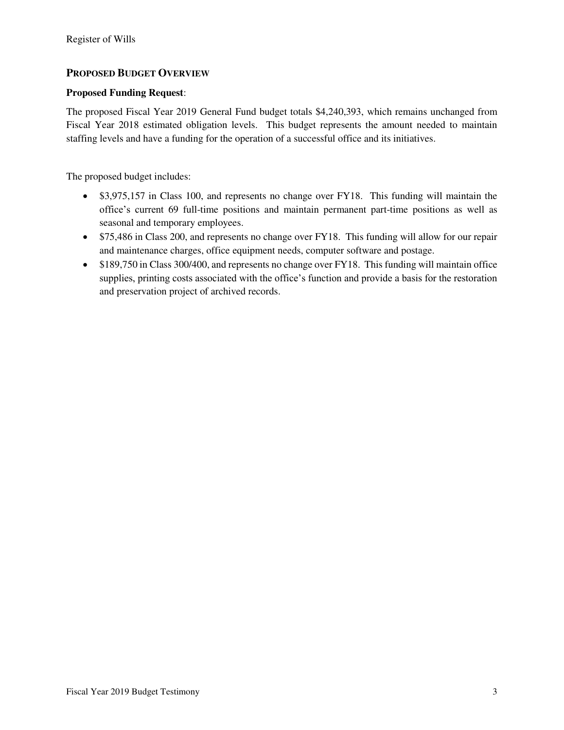## PROPOSED BUDGET OVERVIEW

**Proposed Funding Request**:

The proposed Fiscal Year 2019 General Fund budget totals $4,240,393, which remains unchanged from Fiscal Year 2018 estimated obligation levels. This budget represents the amount needed to maintain staffing levels and have a funding for the operation of a successful office and its initiatives.

The proposed budget includes:

- $3,975,157 in Class 100, and represents no change over FY18. This funding will maintain the office's current 69 full-time positions and maintain permanent part-time positions as well as seasonal and temporary employees.
- $75,486 in Class 200, and represents no change over FY18. This funding will allow for our repair and maintenance charges, office equipment needs, computer software and postage.
- $189,750 in Class 300/400, and represents no change over FY18. This funding will maintain office supplies, printing costs associated with the office's function and provide a basis for the restoration and preservation project of archived records.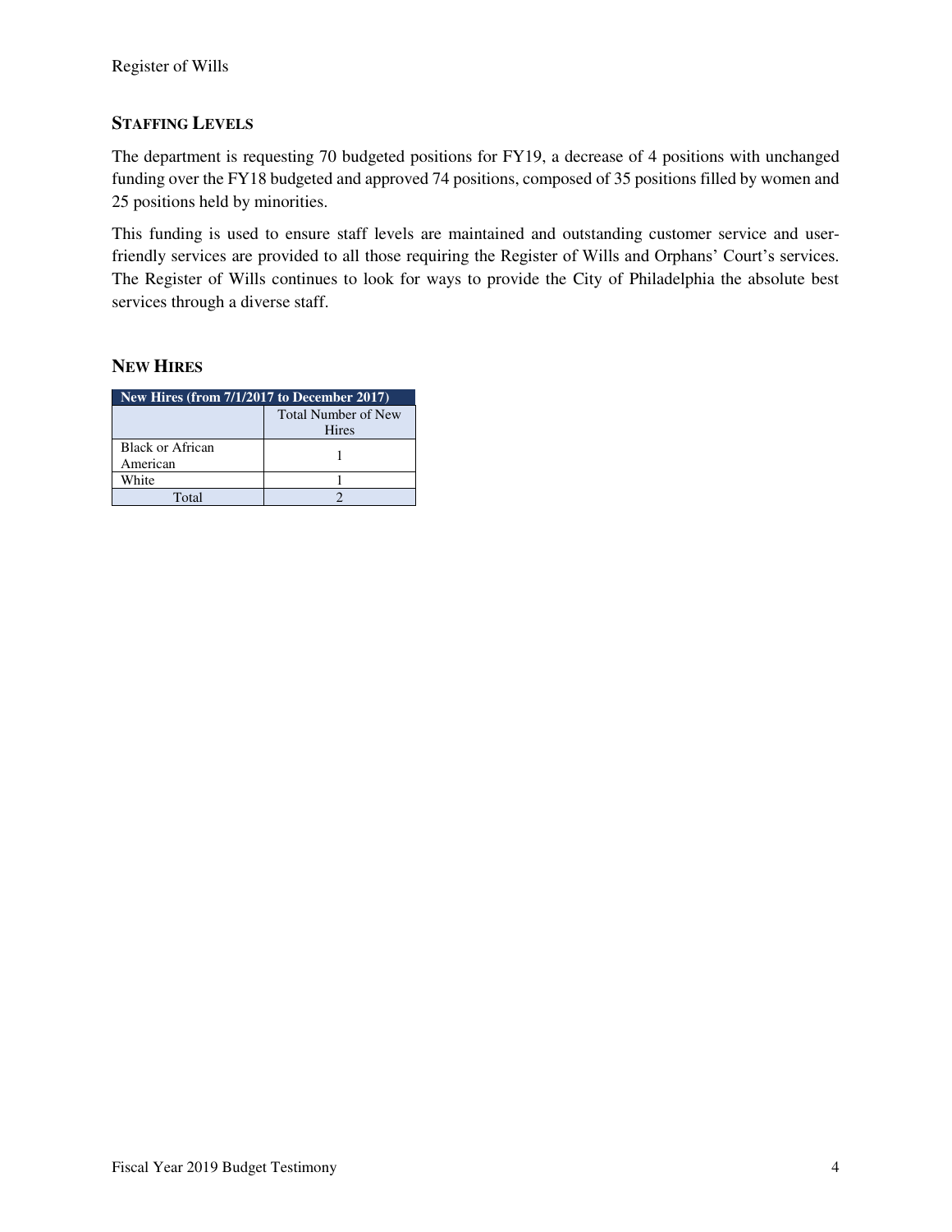## STAFFING LEVELS

The department is requesting 70 budgeted positions for FY19, a decrease of 4 positions with unchanged funding over the FY18 budgeted and approved 74 positions, composed of 35 positions filled by women and 25 positions held by minorities.

This funding is used to ensure staff levels are maintained and outstanding customer service and user-friendly services are provided to all those requiring the Register of Wills and Orphans' Court's services. The Register of Wills continues to look for ways to provide the City of Philadelphia the absolute best services through a diverse staff.

## NEW HIRES

| New Hires (from 7/1/2017 to December 2017) | |
|---|---|
| | Total Number of New Hires |
| Black or African American | 1 |
| White | 1 |
| Total | 2 |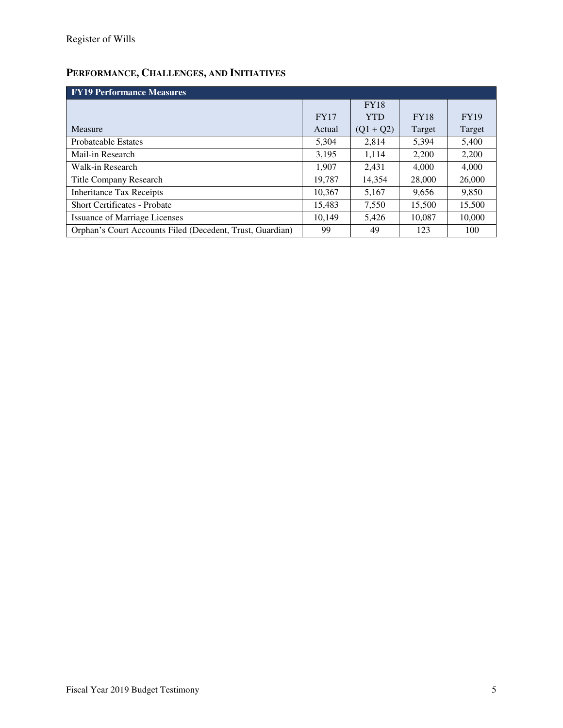## PERFORMANCE, CHALLENGES, AND INITIATIVES

| FY19 Performance Measures | | | | |
|---|---|---|---|---|
| Measure | FY17 Actual | FY18 YTD (Q1 + Q2) | FY18 Target | FY19 Target |
| Probateable Estates | 5,304 | 2,814 | 5,394 | 5,400 |
| Mail-in Research | 3,195 | 1,114 | 2,200 | 2,200 |
| Walk-in Research | 1,907 | 2,431 | 4,000 | 4,000 |
| Title Company Research | 19,787 | 14,354 | 28,000 | 26,000 |
| Inheritance Tax Receipts | 10,367 | 5,167 | 9,656 | 9,850 |
| Short Certificates - Probate | 15,483 | 7,550 | 15,500 | 15,500 |
| Issuance of Marriage Licenses | 10,149 | 5,426 | 10,087 | 10,000 |
| Orphan's Court Accounts Filed (Decedent, Trust, Guardian) | 99 | 49 | 123 | 100 |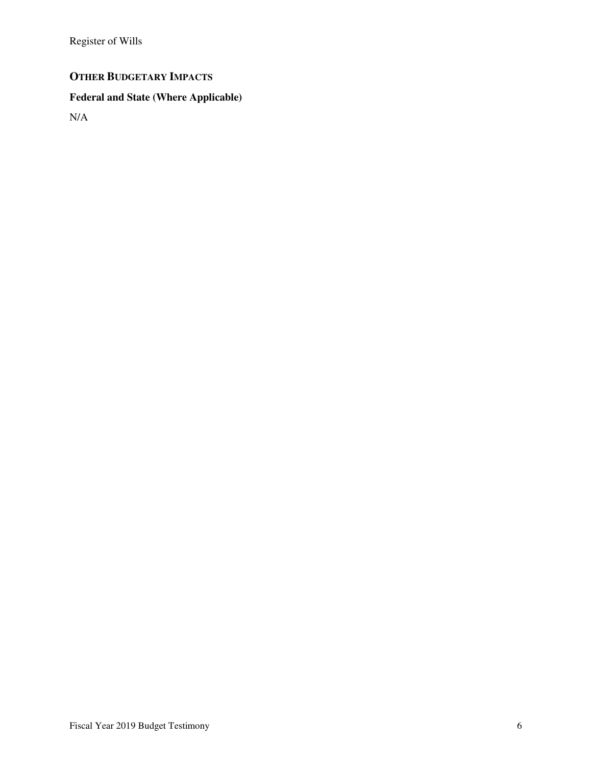## OTHER BUDGETARY IMPACTS

### Federal and State (Where Applicable)

N/A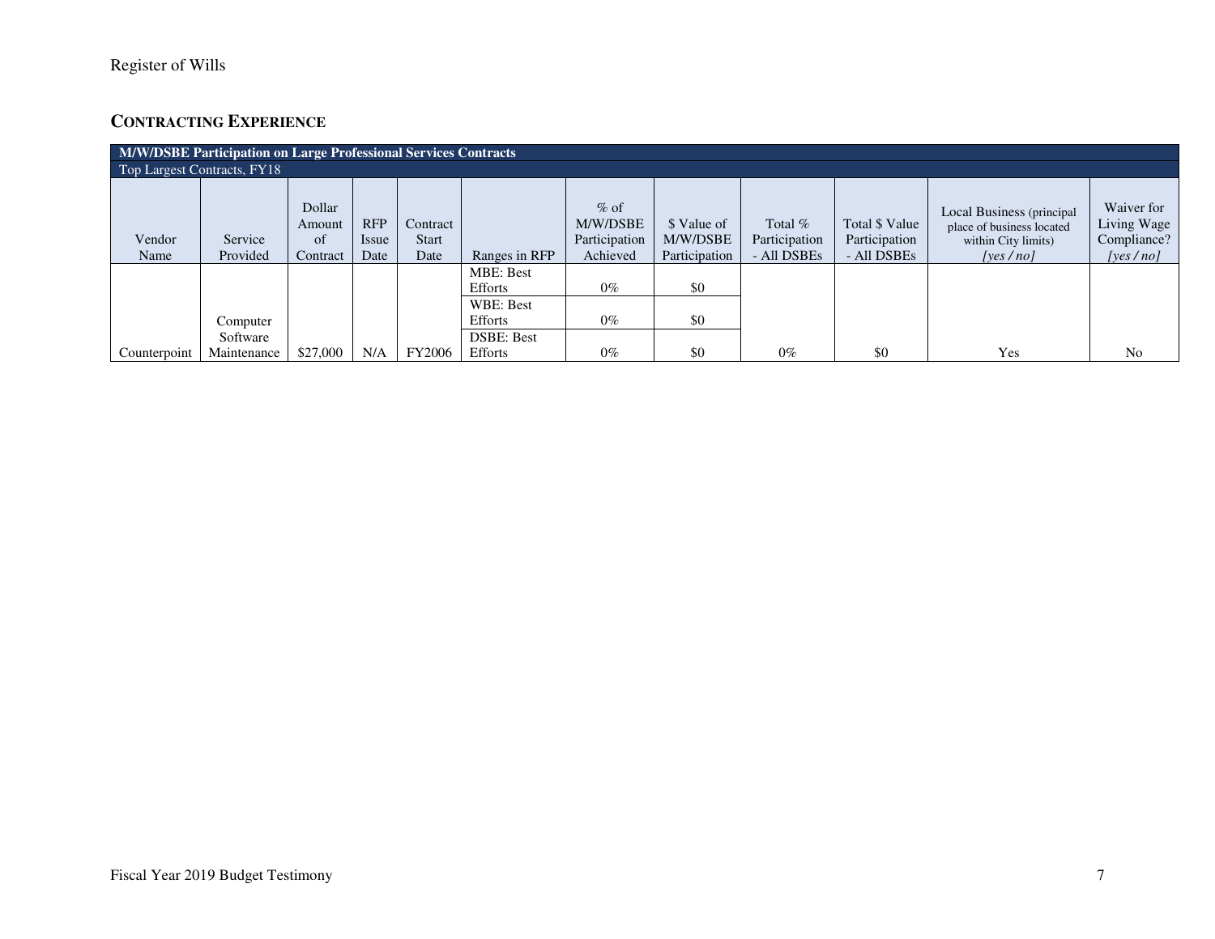## CONTRACTING EXPERIENCE

| M/W/DSBE Participation on Large Professional Services Contracts | | | | | | | | | | | |
|---|---|---|---|---|---|---|---|---|---|---|---|
| Top Largest Contracts, FY18 | | | | | | | | | | | |
| Vendor Name | Service Provided | Dollar Amount of Contract | RFP Issue Date | Contract Start Date | Ranges in RFP | % of M/W/DSBE Participation Achieved | $ Value of M/W/DSBE Participation | Total % Participation - All DSBEs | Total $ Value Participation - All DSBEs | Local Business (principal place of business located within City limits) [yes / no] | Waiver for Living Wage Compliance? [yes / no] |
| | | | | | MBE: Best Efforts | 0% | $0 | | | | |
| | | | | | WBE: Best Efforts | 0% | $0 | | | | |
| Counterpoint | Computer Software Maintenance | $27,000 | N/A | FY2006 | DSBE: Best Efforts | 0% | $0 | 0% | $0 | Yes | No |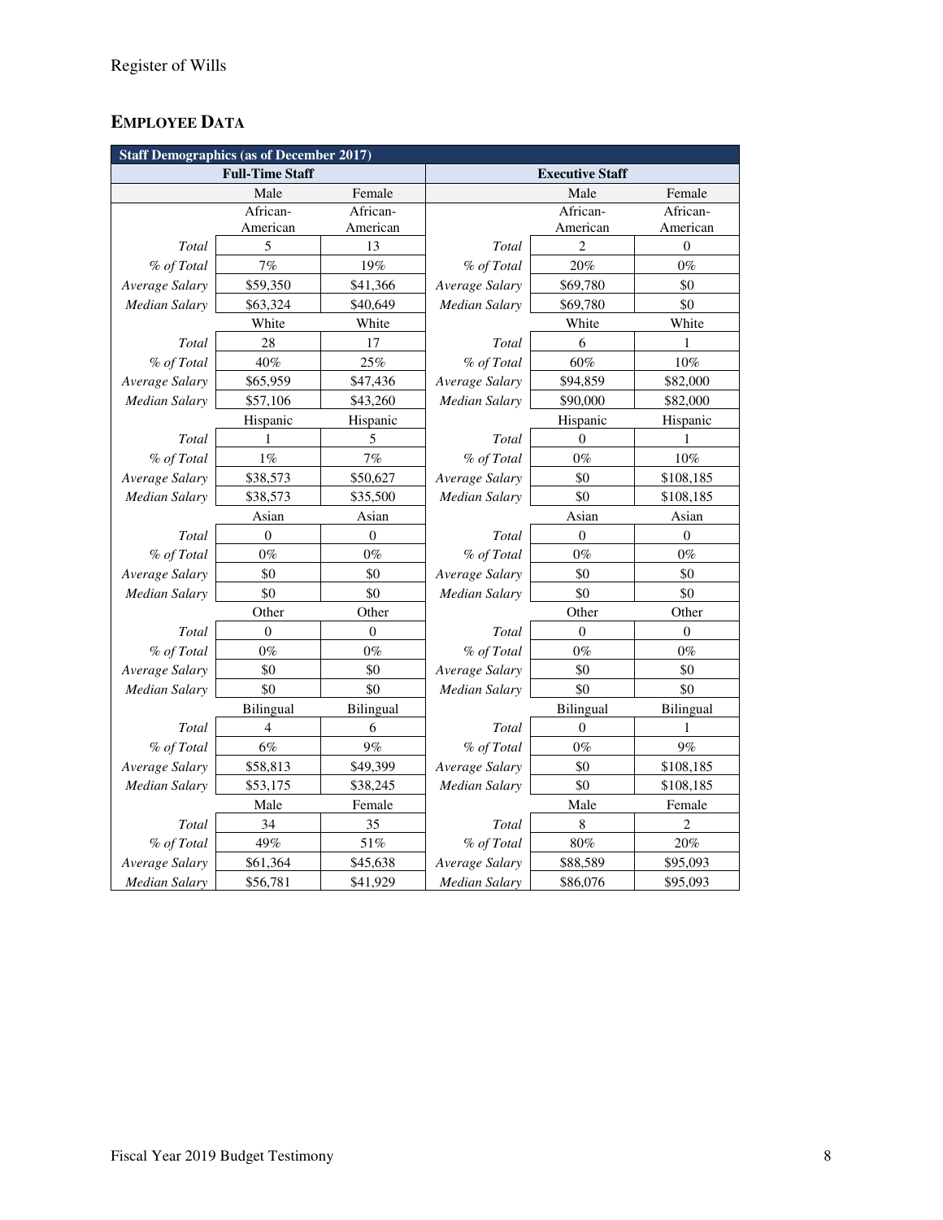## EMPLOYEE DATA

| Staff Demographics (as of December 2017) | | | | | |
|---|---|---|---|---|---|
| Full-Time Staff | | | Executive Staff | | |
| | Male | Female | | Male | Female |
| | African-American | African-American | | African-American | African-American |
| *Total* | 5 | 13 | *Total* | 2 | 0 |
| *% of Total* | 7% | 19% | *% of Total* | 20% | 0% |
| *Average Salary* | $59,350 | $41,366 | *Average Salary* | $69,780 | $0 |
| *Median Salary* | $63,324 | $40,649 | *Median Salary* | $69,780 | $0 |
| | White | White | | White | White |
| *Total* | 28 | 17 | *Total* | 6 | 1 |
| *% of Total* | 40% | 25% | *% of Total* | 60% | 10% |
| *Average Salary* | $65,959 | $47,436 | *Average Salary* | $94,859 | $82,000 |
| *Median Salary* | $57,106 | $43,260 | *Median Salary* | $90,000 | $82,000 |
| | Hispanic | Hispanic | | Hispanic | Hispanic |
| *Total* | 1 | 5 | *Total* | 0 | 1 |
| *% of Total* | 1% | 7% | *% of Total* | 0% | 10% |
| *Average Salary* | $38,573 | $50,627 | *Average Salary* | $0 | $108,185 |
| *Median Salary* | $38,573 | $35,500 | *Median Salary* | $0 | $108,185 |
| | Asian | Asian | | Asian | Asian |
| *Total* | 0 | 0 | *Total* | 0 | 0 |
| *% of Total* | 0% | 0% | *% of Total* | 0% | 0% |
| *Average Salary* | $0 | $0 | *Average Salary* | $0 | $0 |
| *Median Salary* | $0 | $0 | *Median Salary* | $0 | $0 |
| | Other | Other | | Other | Other |
| *Total* | 0 | 0 | *Total* | 0 | 0 |
| *% of Total* | 0% | 0% | *% of Total* | 0% | 0% |
| *Average Salary* | $0 | $0 | *Average Salary* | $0 | $0 |
| *Median Salary* | $0 | $0 | *Median Salary* | $0 | $0 |
| | Bilingual | Bilingual | | Bilingual | Bilingual |
| *Total* | 4 | 6 | *Total* | 0 | 1 |
| *% of Total* | 6% | 9% | *% of Total* | 0% | 9% |
| *Average Salary* | $58,813 | $49,399 | *Average Salary* | $0 | $108,185 |
| *Median Salary* | $53,175 | $38,245 | *Median Salary* | $0 | $108,185 |
| | Male | Female | | Male | Female |
| *Total* | 34 | 35 | *Total* | 8 | 2 |
| *% of Total* | 49% | 51% | *% of Total* | 80% | 20% |
| *Average Salary* | $61,364 | $45,638 | *Average Salary* | $88,589 | $95,093 |
| *Median Salary* | $56,781 | $41,929 | *Median Salary* | $86,076 | $95,093 |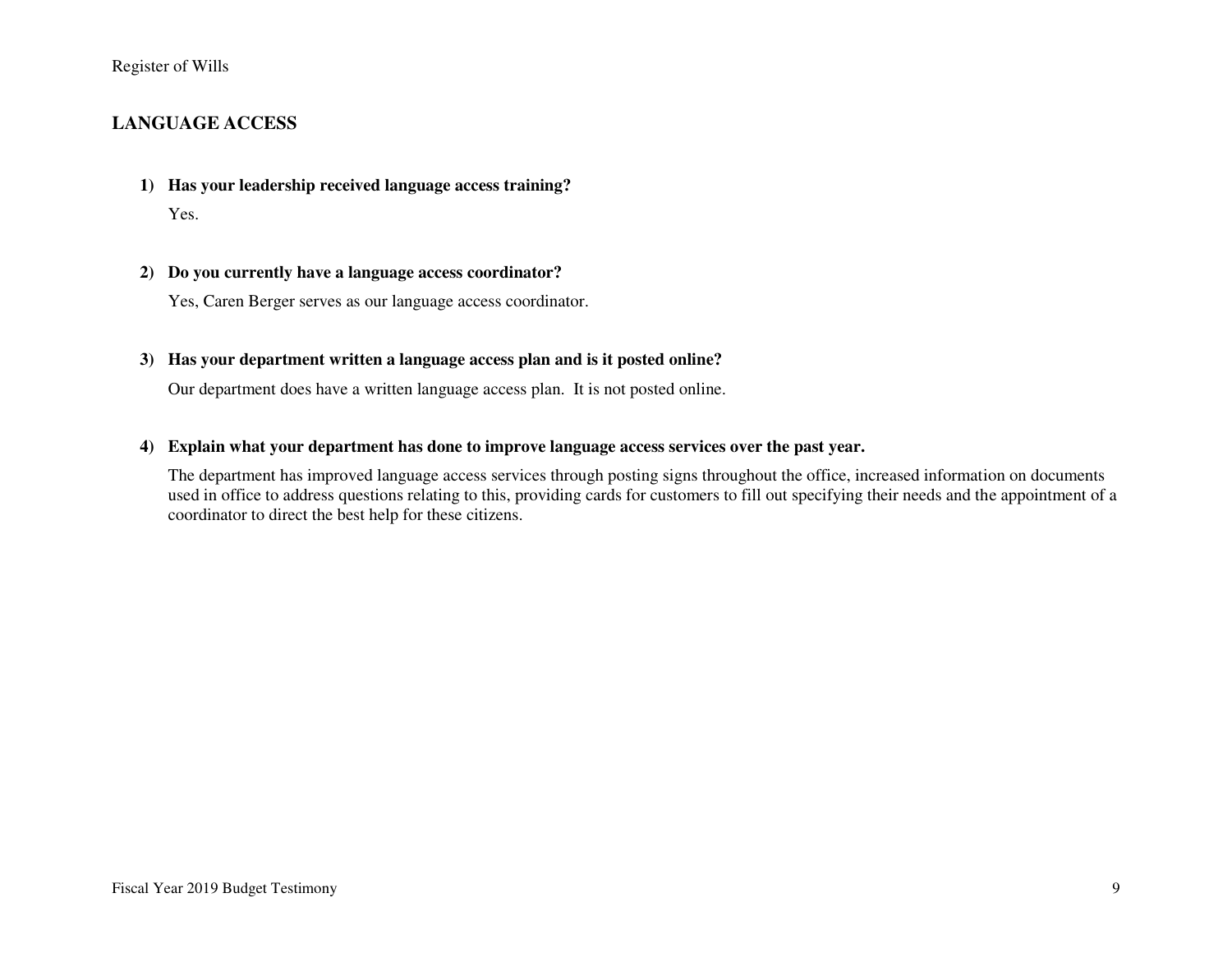## LANGUAGE ACCESS

1) **Has your leadership received language access training?**

   Yes.

2) **Do you currently have a language access coordinator?**

   Yes, Caren Berger serves as our language access coordinator.

3) **Has your department written a language access plan and is it posted online?**

   Our department does have a written language access plan. It is not posted online.

4) **Explain what your department has done to improve language access services over the past year.**

   The department has improved language access services through posting signs throughout the office, increased information on documents used in office to address questions relating to this, providing cards for customers to fill out specifying their needs and the appointment of a coordinator to direct the best help for these citizens.